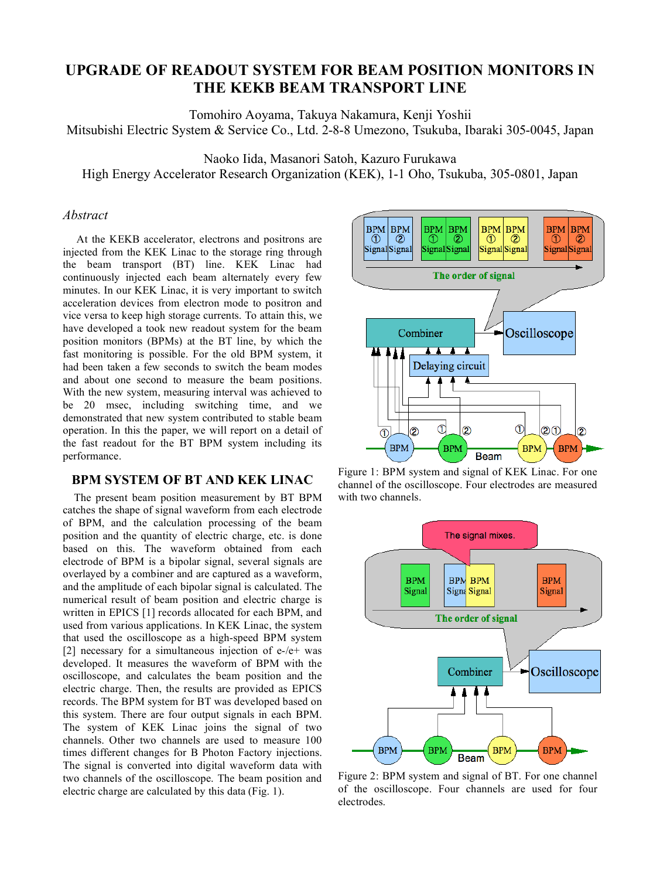# UPGRADE OF READOUT SYSTEM FOR BEAM POSITION MONITORS IN THE KEKB BEAM TRANSPORT LINE

Tomohiro Aoyama, Takuya Nakamura, Kenji Yoshii
Mitsubishi Electric System & Service Co., Ltd. 2-8-8 Umezono, Tsukuba, Ibaraki 305-0045, Japan

Naoko Iida, Masanori Satoh, Kazuro Furukawa
High Energy Accelerator Research Organization (KEK), 1-1 Oho, Tsukuba, 305-0801, Japan

## *Abstract*

At the KEKB accelerator, electrons and positrons are injected from the KEK Linac to the storage ring through the beam transport (BT) line. KEK Linac had continuously injected each beam alternately every few minutes. In our KEK Linac, it is very important to switch acceleration devices from electron mode to positron and vice versa to keep high storage currents. To attain this, we have developed a took new readout system for the beam position monitors (BPMs) at the BT line, by which the fast monitoring is possible. For the old BPM system, it had been taken a few seconds to switch the beam modes and about one second to measure the beam positions. With the new system, measuring interval was achieved to be 20 msec, including switching time, and we demonstrated that new system contributed to stable beam operation. In this the paper, we will report on a detail of the fast readout for the BT BPM system including its performance.

## BPM SYSTEM OF BT AND KEK LINAC

The present beam position measurement by BT BPM catches the shape of signal waveform from each electrode of BPM, and the calculation processing of the beam position and the quantity of electric charge, etc. is done based on this. The waveform obtained from each electrode of BPM is a bipolar signal, several signals are overlayed by a combiner and are captured as a waveform, and the amplitude of each bipolar signal is calculated. The numerical result of beam position and electric charge is written in EPICS [1] records allocated for each BPM, and used from various applications. In KEK Linac, the system that used the oscilloscope as a high-speed BPM system [2] necessary for a simultaneous injection of e-/e+ was developed. It measures the waveform of BPM with the oscilloscope, and calculates the beam position and the electric charge. Then, the results are provided as EPICS records. The BPM system for BT was developed based on this system. There are four output signals in each BPM. The system of KEK Linac joins the signal of two channels. Other two channels are used to measure 100 times different changes for B Photon Factory injections. The signal is converted into digital waveform data with two channels of the oscilloscope. The beam position and electric charge are calculated by this data (Fig. 1).

Figure 1: BPM system and signal of KEK Linac. For one channel of the oscilloscope. Four electrodes are measured with two channels.

Figure 2: BPM system and signal of BT. For one channel of the oscilloscope. Four channels are used for four electrodes.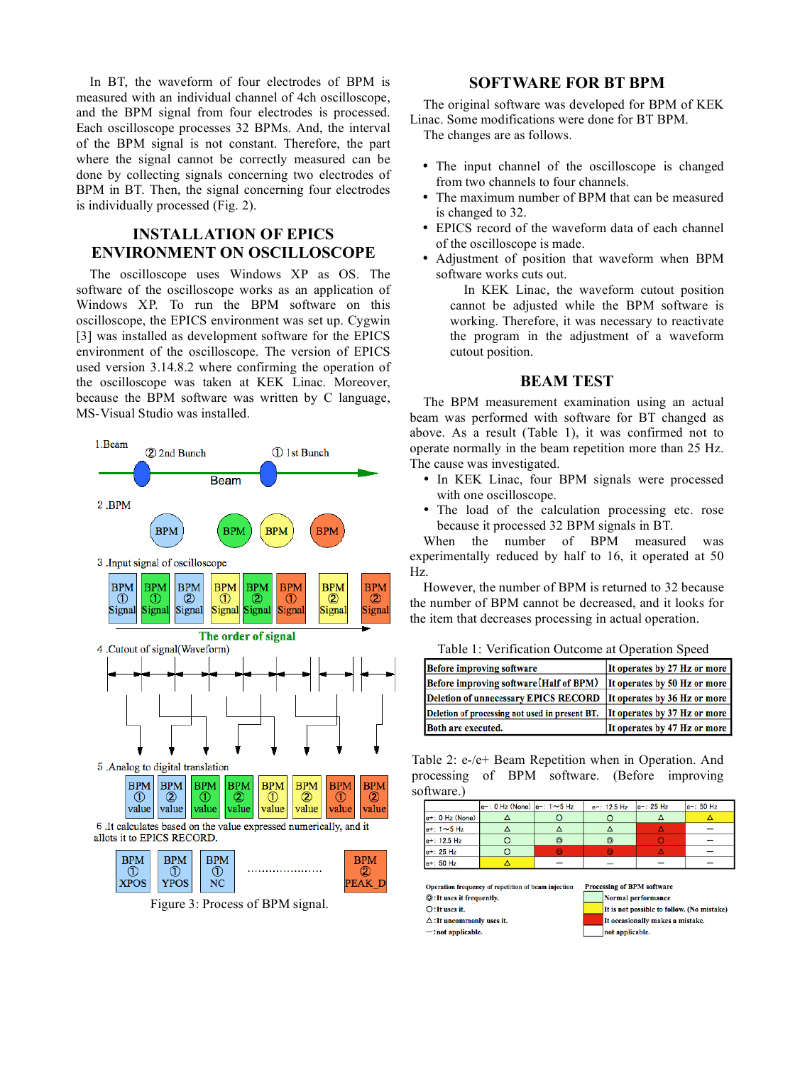In BT, the waveform of four electrodes of BPM is measured with an individual channel of 4ch oscilloscope, and the BPM signal from four electrodes is processed. Each oscilloscope processes 32 BPMs. And, the interval of the BPM signal is not constant. Therefore, the part where the signal cannot be correctly measured can be done by collecting signals concerning two electrodes of BPM in BT. Then, the signal concerning four electrodes is individually processed (Fig. 2).

## INSTALLATION OF EPICS ENVIRONMENT ON OSCILLOSCOPE

The oscilloscope uses Windows XP as OS. The software of the oscilloscope works as an application of Windows XP. To run the BPM software on this oscilloscope, the EPICS environment was set up. Cygwin [3] was installed as development software for the EPICS environment of the oscilloscope. The version of EPICS used version 3.14.8.2 where confirming the operation of the oscilloscope was taken at KEK Linac. Moreover, because the BPM software was written by C language, MS-Visual Studio was installed.

Figure 3: Process of BPM signal.

## SOFTWARE FOR BT BPM

The original software was developed for BPM of KEK Linac. Some modifications were done for BT BPM.

The changes are as follows.

- The input channel of the oscilloscope is changed from two channels to four channels.
- The maximum number of BPM that can be measured is changed to 32.
- EPICS record of the waveform data of each channel of the oscilloscope is made.
- Adjustment of position that waveform when BPM software works cuts out.

  In KEK Linac, the waveform cutout position cannot be adjusted while the BPM software is working. Therefore, it was necessary to reactivate the program in the adjustment of a waveform cutout position.

## BEAM TEST

The BPM measurement examination using an actual beam was performed with software for BT changed as above. As a result (Table 1), it was confirmed not to operate normally in the beam repetition more than 25 Hz. The cause was investigated.

- In KEK Linac, four BPM signals were processed with one oscilloscope.
- The load of the calculation processing etc. rose because it processed 32 BPM signals in BT.

When the number of BPM measured was experimentally reduced by half to 16, it operated at 50 Hz.

However, the number of BPM is returned to 32 because the number of BPM cannot be decreased, and it looks for the item that decreases processing in actual operation.

Table 1: Verification Outcome at Operation Speed

| | |
|---|---|
| Before improving software | It operates by 27 Hz or more |
| Before improving software (Half of BPM) | It operates by 50 Hz or more |
| Deletion of unnecessary EPICS RECORD | It operates by 36 Hz or more |
| Deletion of processing not used in present BT. | It operates by 37 Hz or more |
| Both are executed. | It operates by 47 Hz or more |

Table 2: e-/e+ Beam Repetition when in Operation. And processing of BPM software. (Before improving software.)

| | e-: 0 Hz (None) | e-: 1~5 Hz | e-: 12.5 Hz | e-: 25 Hz | e-: 50 Hz |
|---|---|---|---|---|---|
| e+: 0 Hz (None) | △ | ○ | ○ | △ | △ (yellow) |
| e+: 1~5 Hz | △ | △ | △ | △ (red) | — |
| e+: 12.5 Hz | ○ | ◎ | ◎ | ○ (red) | — |
| e+: 25 Hz | ○ | ◎ (red) | ◎ (red) | △ | — |
| e+: 50 Hz | △ (yellow) | — | — | — | — |

Operation frequency of repetition of beam injection
◎: It uses it frequently.
○: It uses it.
△: It uncommonly uses it.
—: not applicable.

Processing of BPM software
(green): Normal performance
(yellow): It is not possible to follow. (No mistake)
(red): It occasionally makes a mistake.
(white): not applicable.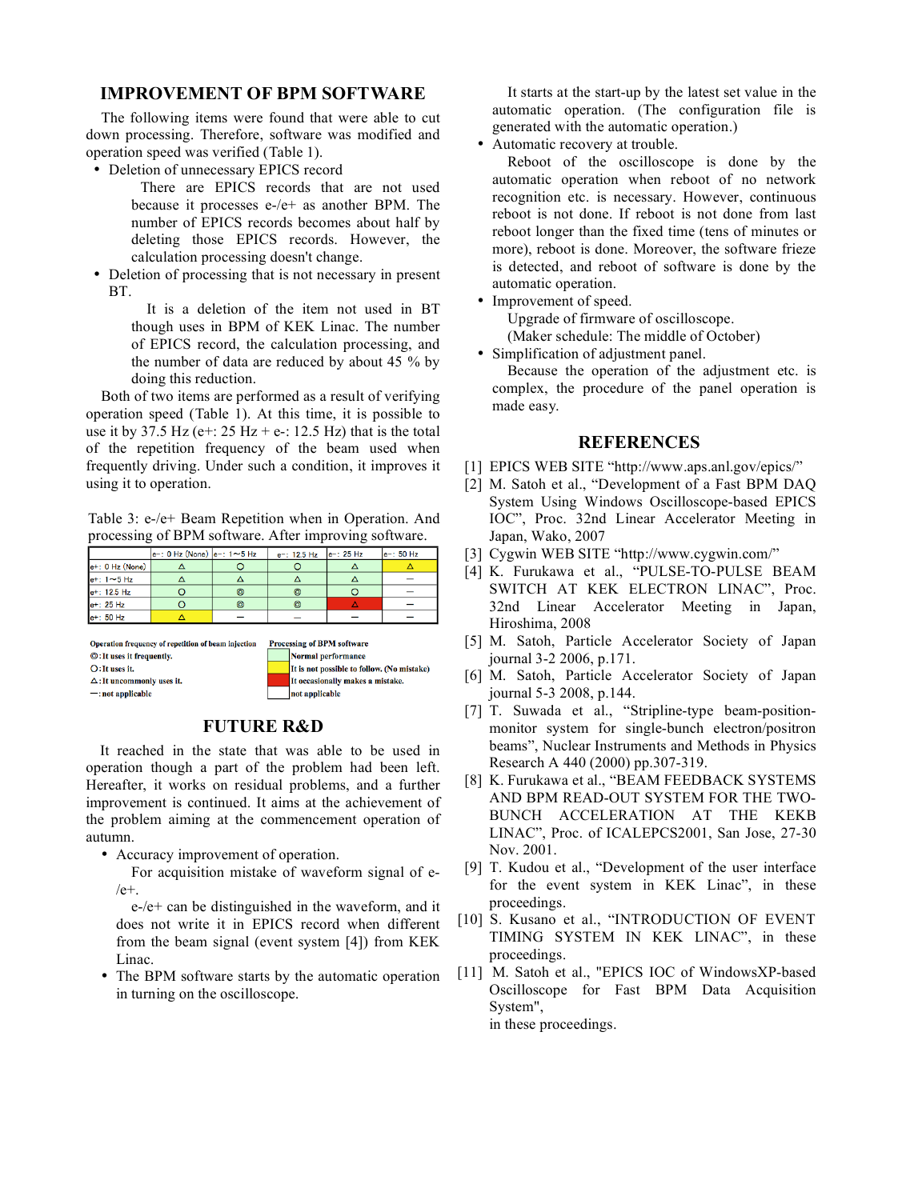## IMPROVEMENT OF BPM SOFTWARE

The following items were found that were able to cut down processing. Therefore, software was modified and operation speed was verified (Table 1).

- Deletion of unnecessary EPICS record

  There are EPICS records that are not used because it processes e-/e+ as another BPM. The number of EPICS records becomes about half by deleting those EPICS records. However, the calculation processing doesn't change.

- Deletion of processing that is not necessary in present BT.

  It is a deletion of the item not used in BT though uses in BPM of KEK Linac. The number of EPICS record, the calculation processing, and the number of data are reduced by about 45 % by doing this reduction.

Both of two items are performed as a result of verifying operation speed (Table 1). At this time, it is possible to use it by 37.5 Hz (e+: 25 Hz + e-: 12.5 Hz) that is the total of the repetition frequency of the beam used when frequently driving. Under such a condition, it improves it using it to operation.

Table 3: e-/e+ Beam Repetition when in Operation. And processing of BPM software. After improving software.

| | e-: 0 Hz (None) | e-: 1~5 Hz | e-: 12.5 Hz | e-: 25 Hz | e-: 50 Hz |
|---|---|---|---|---|---|
| e+: 0 Hz (None) | △ | ○ | ○ | △ | △ (yellow) |
| e+: 1~5 Hz | △ | △ | △ | △ | — |
| e+: 12.5 Hz | ○ | ◎ | ◎ | ○ | — |
| e+: 25 Hz | ○ | ◎ | ◎ | △ (red) | — |
| e+: 50 Hz | △ (yellow) | — | — | — | — |

Operation frequency of repetition of beam injection
◎: It uses it frequently.
○: It uses it.
△: It uncommonly uses it.
—: not applicable

Processing of BPM software
Green: Normal performance
Yellow: It is not possible to follow. (No mistake)
Red: It occasionally makes a mistake.
White: not applicable

## FUTURE R&D

It reached in the state that was able to be used in operation though a part of the problem had been left. Hereafter, it works on residual problems, and a further improvement is continued. It aims at the achievement of the problem aiming at the commencement operation of autumn.

- Accuracy improvement of operation.

  For acquisition mistake of waveform signal of e-/e+.

  e-/e+ can be distinguished in the waveform, and it does not write it in EPICS record when different from the beam signal (event system [4]) from KEK Linac.

- The BPM software starts by the automatic operation in turning on the oscilloscope.

  It starts at the start-up by the latest set value in the automatic operation. (The configuration file is generated with the automatic operation.)

- Automatic recovery at trouble.

  Reboot of the oscilloscope is done by the automatic operation when reboot of no network recognition etc. is necessary. However, continuous reboot is not done. If reboot is not done from last reboot longer than the fixed time (tens of minutes or more), reboot is done. Moreover, the software frieze is detected, and reboot of software is done by the automatic operation.

- Improvement of speed.

  Upgrade of firmware of oscilloscope.

  (Maker schedule: The middle of October)

- Simplification of adjustment panel.

  Because the operation of the adjustment etc. is complex, the procedure of the panel operation is made easy.

## REFERENCES

[1] EPICS WEB SITE "http://www.aps.anl.gov/epics/"

[2] M. Satoh et al., "Development of a Fast BPM DAQ System Using Windows Oscilloscope-based EPICS IOC", Proc. 32nd Linear Accelerator Meeting in Japan, Wako, 2007

[3] Cygwin WEB SITE "http://www.cygwin.com/"

[4] K. Furukawa et al., "PULSE-TO-PULSE BEAM SWITCH AT KEK ELECTRON LINAC", Proc. 32nd Linear Accelerator Meeting in Japan, Hiroshima, 2008

[5] M. Satoh, Particle Accelerator Society of Japan journal 3-2 2006, p.171.

[6] M. Satoh, Particle Accelerator Society of Japan journal 5-3 2008, p.144.

[7] T. Suwada et al., "Stripline-type beam-position-monitor system for single-bunch electron/positron beams", Nuclear Instruments and Methods in Physics Research A 440 (2000) pp.307-319.

[8] K. Furukawa et al., "BEAM FEEDBACK SYSTEMS AND BPM READ-OUT SYSTEM FOR THE TWO-BUNCH ACCELERATION AT THE KEKB LINAC", Proc. of ICALEPCS2001, San Jose, 27-30 Nov. 2001.

[9] T. Kudou et al., "Development of the user interface for the event system in KEK Linac", in these proceedings.

[10] S. Kusano et al., "INTRODUCTION OF EVENT TIMING SYSTEM IN KEK LINAC", in these proceedings.

[11] M. Satoh et al., "EPICS IOC of WindowsXP-based Oscilloscope for Fast BPM Data Acquisition System", in these proceedings.